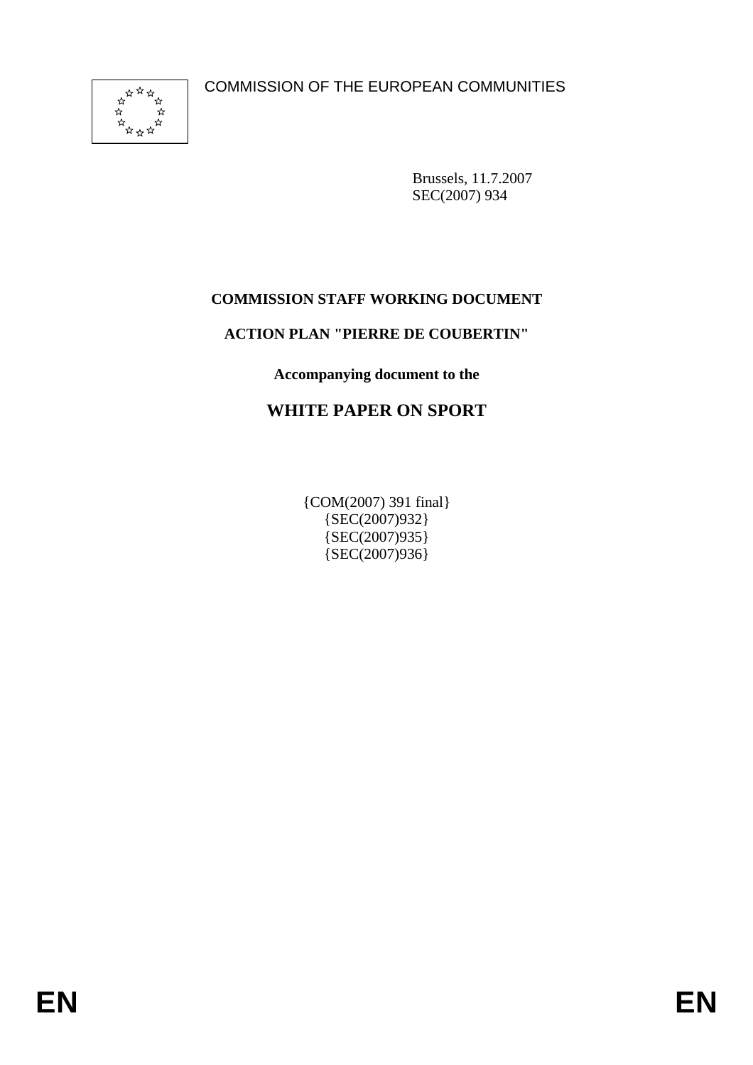COMMISSION OF THE EUROPEAN COMMUNITIES

Brussels, 11.7.2007
SEC(2007) 934

**COMMISSION STAFF WORKING DOCUMENT**

**ACTION PLAN "PIERRE DE COUBERTIN"**

**Accompanying document to the**

# WHITE PAPER ON SPORT

{COM(2007) 391 final}
{SEC(2007)932}
{SEC(2007)935}
{SEC(2007)936}

EN EN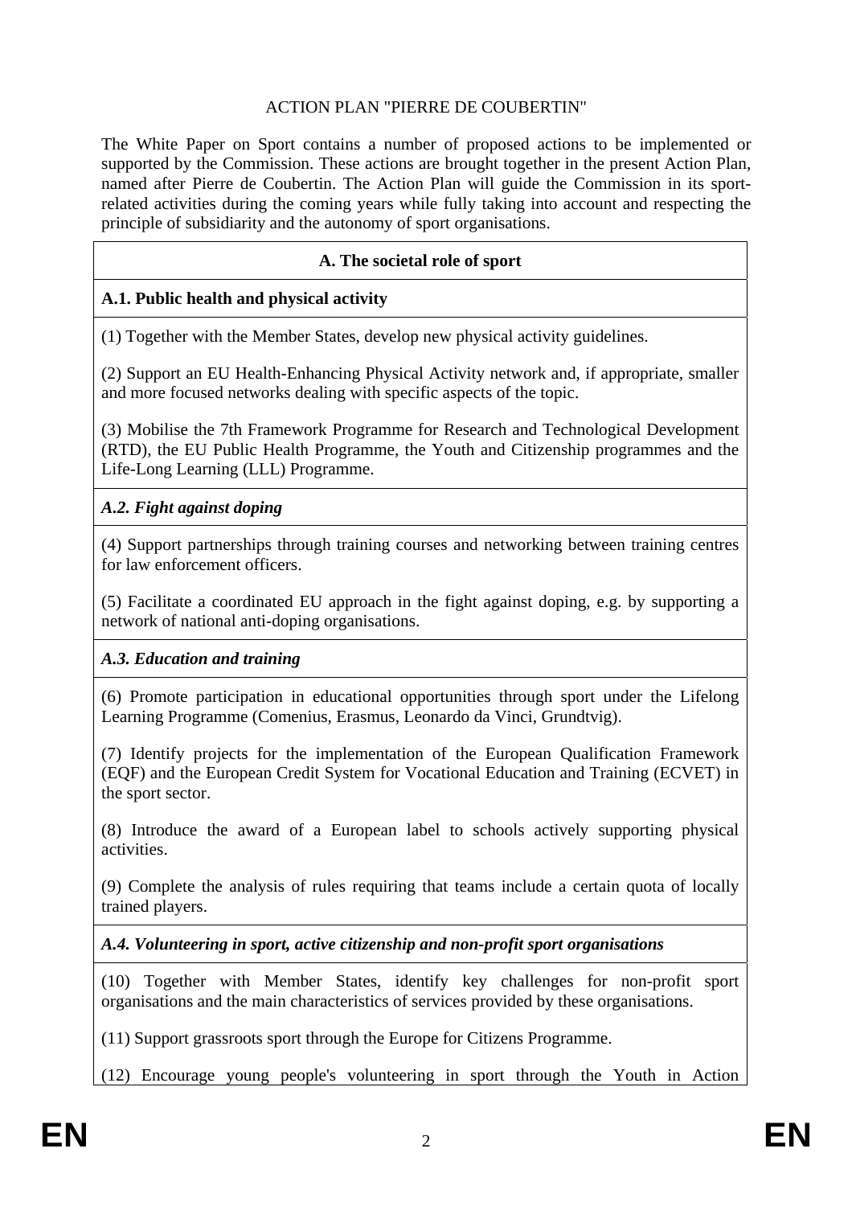ACTION PLAN "PIERRE DE COUBERTIN"

The White Paper on Sport contains a number of proposed actions to be implemented or supported by the Commission. These actions are brought together in the present Action Plan, named after Pierre de Coubertin. The Action Plan will guide the Commission in its sport-related activities during the coming years while fully taking into account and respecting the principle of subsidiarity and the autonomy of sport organisations.

## A. The societal role of sport

### A.1. Public health and physical activity

(1) Together with the Member States, develop new physical activity guidelines.

(2) Support an EU Health-Enhancing Physical Activity network and, if appropriate, smaller and more focused networks dealing with specific aspects of the topic.

(3) Mobilise the 7th Framework Programme for Research and Technological Development (RTD), the EU Public Health Programme, the Youth and Citizenship programmes and the Life-Long Learning (LLL) Programme.

### *A.2. Fight against doping*

(4) Support partnerships through training courses and networking between training centres for law enforcement officers.

(5) Facilitate a coordinated EU approach in the fight against doping, e.g. by supporting a network of national anti-doping organisations.

### *A.3. Education and training*

(6) Promote participation in educational opportunities through sport under the Lifelong Learning Programme (Comenius, Erasmus, Leonardo da Vinci, Grundtvig).

(7) Identify projects for the implementation of the European Qualification Framework (EQF) and the European Credit System for Vocational Education and Training (ECVET) in the sport sector.

(8) Introduce the award of a European label to schools actively supporting physical activities.

(9) Complete the analysis of rules requiring that teams include a certain quota of locally trained players.

### *A.4. Volunteering in sport, active citizenship and non-profit sport organisations*

(10) Together with Member States, identify key challenges for non-profit sport organisations and the main characteristics of services provided by these organisations.

(11) Support grassroots sport through the Europe for Citizens Programme.

(12) Encourage young people's volunteering in sport through the Youth in Action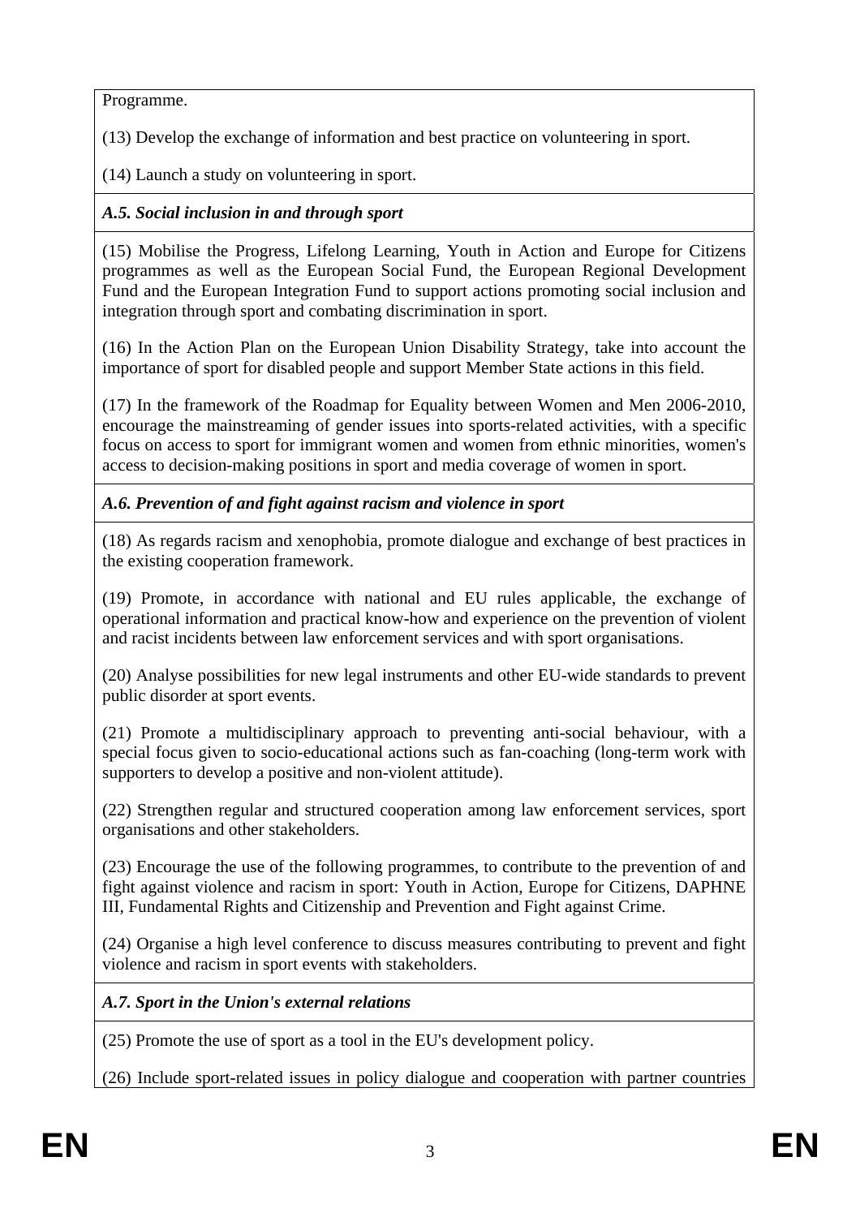Programme.

(13) Develop the exchange of information and best practice on volunteering in sport.

(14) Launch a study on volunteering in sport.

***A.5. Social inclusion in and through sport***

(15) Mobilise the Progress, Lifelong Learning, Youth in Action and Europe for Citizens programmes as well as the European Social Fund, the European Regional Development Fund and the European Integration Fund to support actions promoting social inclusion and integration through sport and combating discrimination in sport.

(16) In the Action Plan on the European Union Disability Strategy, take into account the importance of sport for disabled people and support Member State actions in this field.

(17) In the framework of the Roadmap for Equality between Women and Men 2006-2010, encourage the mainstreaming of gender issues into sports-related activities, with a specific focus on access to sport for immigrant women and women from ethnic minorities, women's access to decision-making positions in sport and media coverage of women in sport.

***A.6. Prevention of and fight against racism and violence in sport***

(18) As regards racism and xenophobia, promote dialogue and exchange of best practices in the existing cooperation framework.

(19) Promote, in accordance with national and EU rules applicable, the exchange of operational information and practical know-how and experience on the prevention of violent and racist incidents between law enforcement services and with sport organisations.

(20) Analyse possibilities for new legal instruments and other EU-wide standards to prevent public disorder at sport events.

(21) Promote a multidisciplinary approach to preventing anti-social behaviour, with a special focus given to socio-educational actions such as fan-coaching (long-term work with supporters to develop a positive and non-violent attitude).

(22) Strengthen regular and structured cooperation among law enforcement services, sport organisations and other stakeholders.

(23) Encourage the use of the following programmes, to contribute to the prevention of and fight against violence and racism in sport: Youth in Action, Europe for Citizens, DAPHNE III, Fundamental Rights and Citizenship and Prevention and Fight against Crime.

(24) Organise a high level conference to discuss measures contributing to prevent and fight violence and racism in sport events with stakeholders.

***A.7. Sport in the Union's external relations***

(25) Promote the use of sport as a tool in the EU's development policy.

(26) Include sport-related issues in policy dialogue and cooperation with partner countries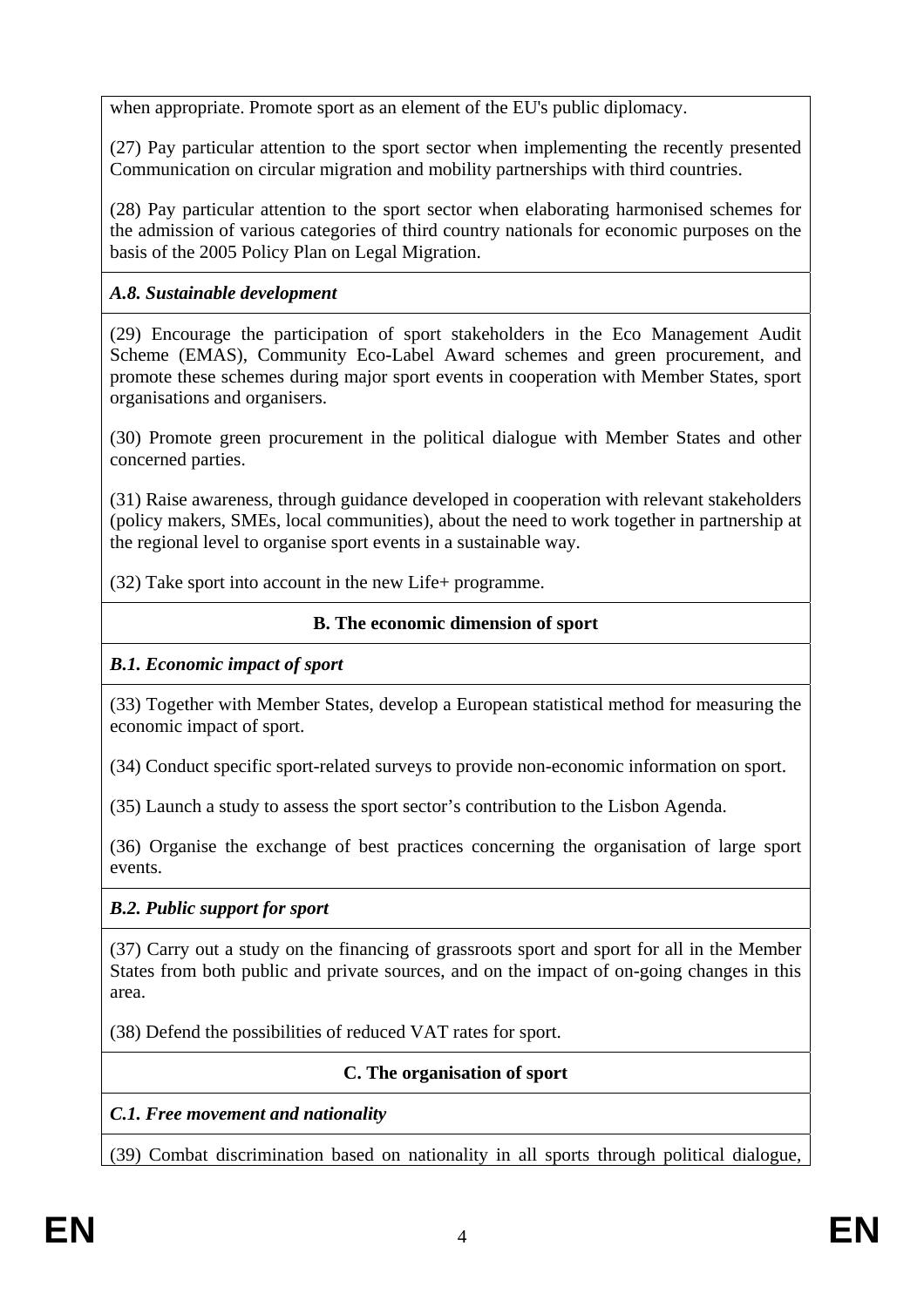when appropriate. Promote sport as an element of the EU's public diplomacy.

(27) Pay particular attention to the sport sector when implementing the recently presented Communication on circular migration and mobility partnerships with third countries.

(28) Pay particular attention to the sport sector when elaborating harmonised schemes for the admission of various categories of third country nationals for economic purposes on the basis of the 2005 Policy Plan on Legal Migration.

*A.8. Sustainable development*

(29) Encourage the participation of sport stakeholders in the Eco Management Audit Scheme (EMAS), Community Eco-Label Award schemes and green procurement, and promote these schemes during major sport events in cooperation with Member States, sport organisations and organisers.

(30) Promote green procurement in the political dialogue with Member States and other concerned parties.

(31) Raise awareness, through guidance developed in cooperation with relevant stakeholders (policy makers, SMEs, local communities), about the need to work together in partnership at the regional level to organise sport events in a sustainable way.

(32) Take sport into account in the new Life+ programme.

**B. The economic dimension of sport**

*B.1. Economic impact of sport*

(33) Together with Member States, develop a European statistical method for measuring the economic impact of sport.

(34) Conduct specific sport-related surveys to provide non-economic information on sport.

(35) Launch a study to assess the sport sector's contribution to the Lisbon Agenda.

(36) Organise the exchange of best practices concerning the organisation of large sport events.

*B.2. Public support for sport*

(37) Carry out a study on the financing of grassroots sport and sport for all in the Member States from both public and private sources, and on the impact of on-going changes in this area.

(38) Defend the possibilities of reduced VAT rates for sport.

**C. The organisation of sport**

*C.1. Free movement and nationality*

(39) Combat discrimination based on nationality in all sports through political dialogue,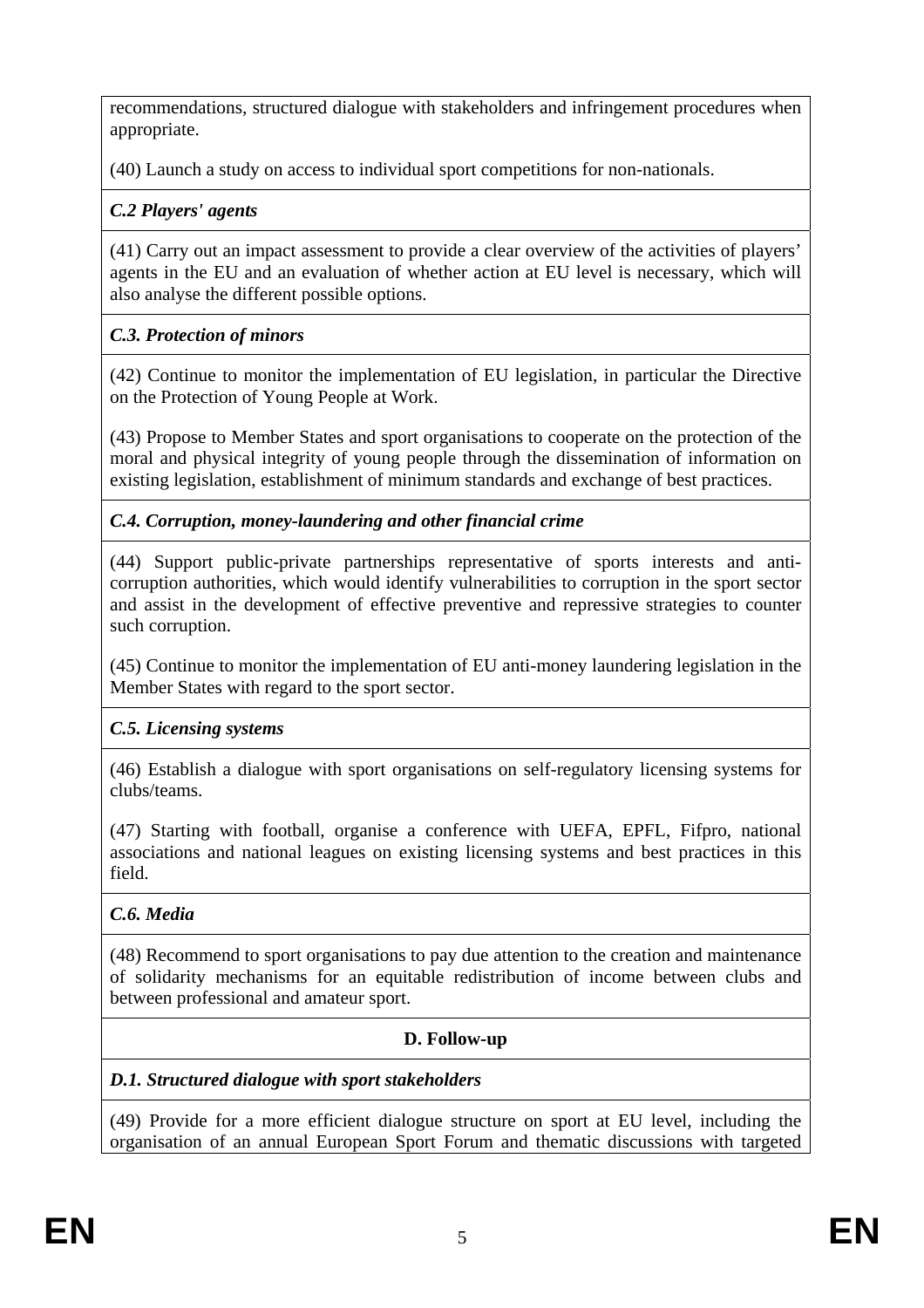recommendations, structured dialogue with stakeholders and infringement procedures when appropriate.

(40) Launch a study on access to individual sport competitions for non-nationals.

### *C.2 Players' agents*

(41) Carry out an impact assessment to provide a clear overview of the activities of players' agents in the EU and an evaluation of whether action at EU level is necessary, which will also analyse the different possible options.

### *C.3. Protection of minors*

(42) Continue to monitor the implementation of EU legislation, in particular the Directive on the Protection of Young People at Work.

(43) Propose to Member States and sport organisations to cooperate on the protection of the moral and physical integrity of young people through the dissemination of information on existing legislation, establishment of minimum standards and exchange of best practices.

### *C.4. Corruption, money-laundering and other financial crime*

(44) Support public-private partnerships representative of sports interests and anti-corruption authorities, which would identify vulnerabilities to corruption in the sport sector and assist in the development of effective preventive and repressive strategies to counter such corruption.

(45) Continue to monitor the implementation of EU anti-money laundering legislation in the Member States with regard to the sport sector.

### *C.5. Licensing systems*

(46) Establish a dialogue with sport organisations on self-regulatory licensing systems for clubs/teams.

(47) Starting with football, organise a conference with UEFA, EPFL, Fifpro, national associations and national leagues on existing licensing systems and best practices in this field.

### *C.6. Media*

(48) Recommend to sport organisations to pay due attention to the creation and maintenance of solidarity mechanisms for an equitable redistribution of income between clubs and between professional and amateur sport.

## D. Follow-up

### *D.1. Structured dialogue with sport stakeholders*

(49) Provide for a more efficient dialogue structure on sport at EU level, including the organisation of an annual European Sport Forum and thematic discussions with targeted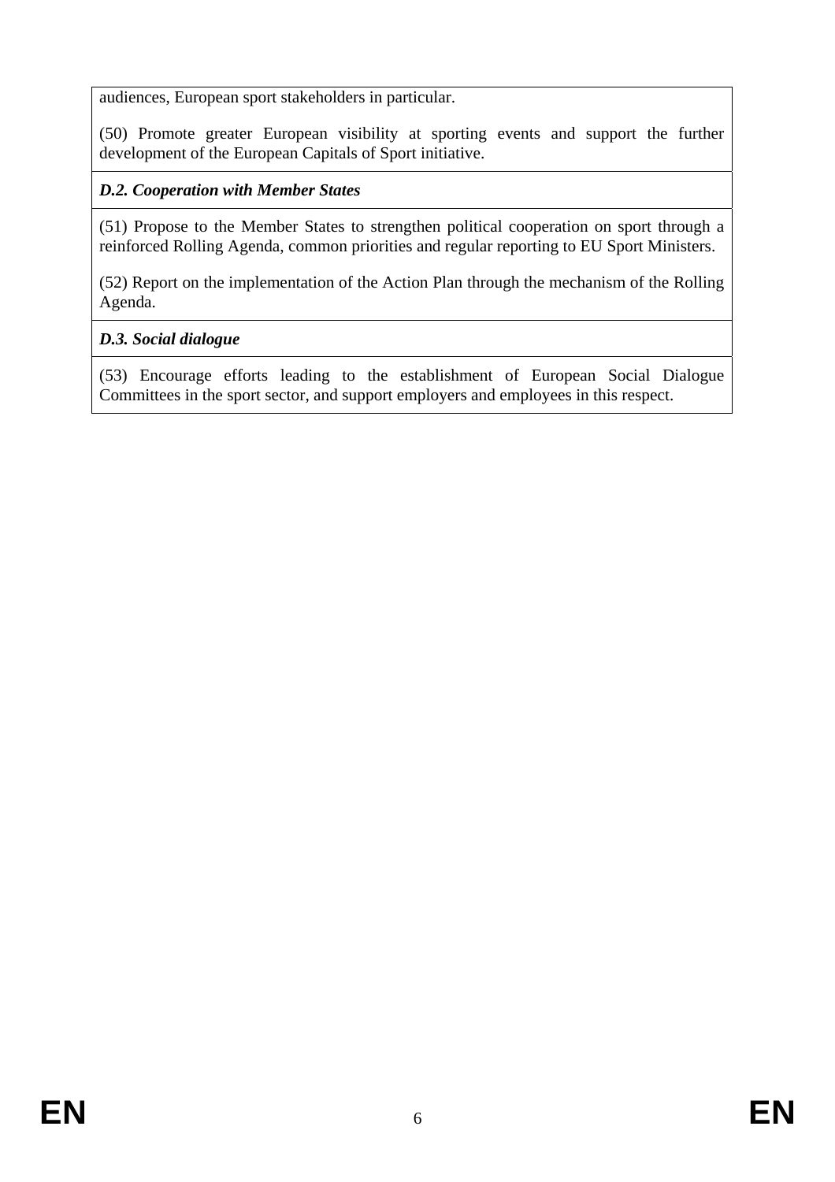audiences, European sport stakeholders in particular.

(50) Promote greater European visibility at sporting events and support the further development of the European Capitals of Sport initiative.

***D.2. Cooperation with Member States***

(51) Propose to the Member States to strengthen political cooperation on sport through a reinforced Rolling Agenda, common priorities and regular reporting to EU Sport Ministers.

(52) Report on the implementation of the Action Plan through the mechanism of the Rolling Agenda.

***D.3. Social dialogue***

(53) Encourage efforts leading to the establishment of European Social Dialogue Committees in the sport sector, and support employers and employees in this respect.